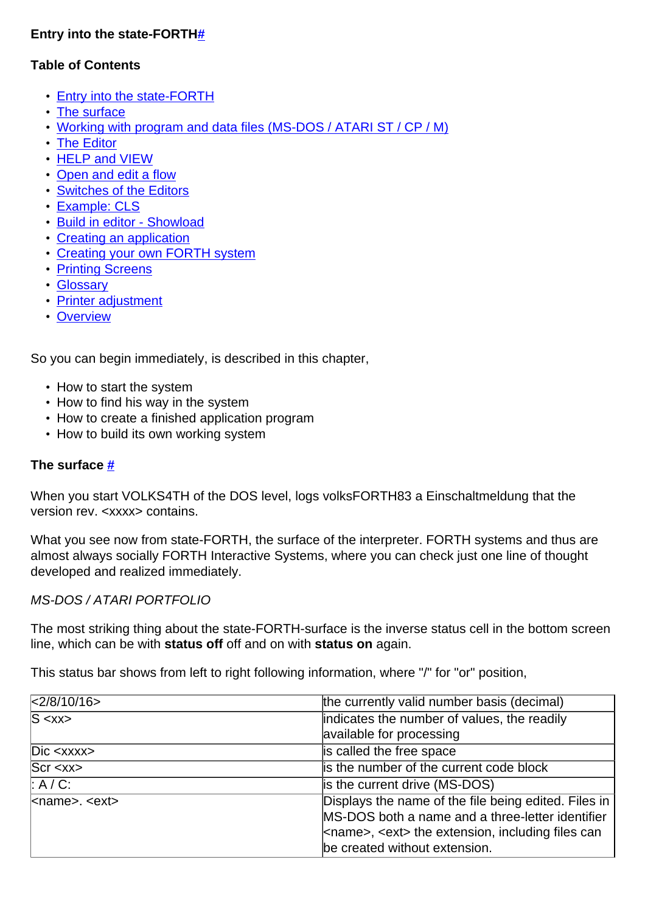**Entry into the state-FORTH**[#](#)

**Table of Contents**

- [Entry into the state-FORTH](#)
- [The surface](#)
- [Working with program and data files (MS-DOS / ATARI ST / CP / M)](#)
- [The Editor](#)
- [HELP and VIEW](#)
- [Open and edit a flow](#)
- [Switches of the Editors](#)
- [Example: CLS](#)
- [Build in editor - Showload](#)
- [Creating an application](#)
- [Creating your own FORTH system](#)
- [Printing Screens](#)
- [Glossary](#)
- [Printer adjustment](#)
- [Overview](#)

So you can begin immediately, is described in this chapter,

- How to start the system
- How to find his way in the system
- How to create a finished application program
- How to build its own working system

**The surface** [#](#)

When you start VOLKS4TH of the DOS level, logs volksFORTH83 a Einschaltmeldung that the version rev. <xxxx> contains.

What you see now from state-FORTH, the surface of the interpreter. FORTH systems and thus are almost always socially FORTH Interactive Systems, where you can check just one line of thought developed and realized immediately.

*MS-DOS / ATARI PORTFOLIO*

The most striking thing about the state-FORTH-surface is the inverse status cell in the bottom screen line, which can be with **status off** off and on with **status on** again.

This status bar shows from left to right following information, where "/" for "or" position,

| | |
|---|---|
| <2/8/10/16> | the currently valid number basis (decimal) |
| S <xx> | indicates the number of values, the readily available for processing |
| Dic <xxxx> | is called the free space |
| Scr <xx> | is the number of the current code block |
| : A / C: | is the current drive (MS-DOS) |
| <name>. <ext> | Displays the name of the file being edited. Files in MS-DOS both a name and a three-letter identifier <name>, <ext> the extension, including files can be created without extension. |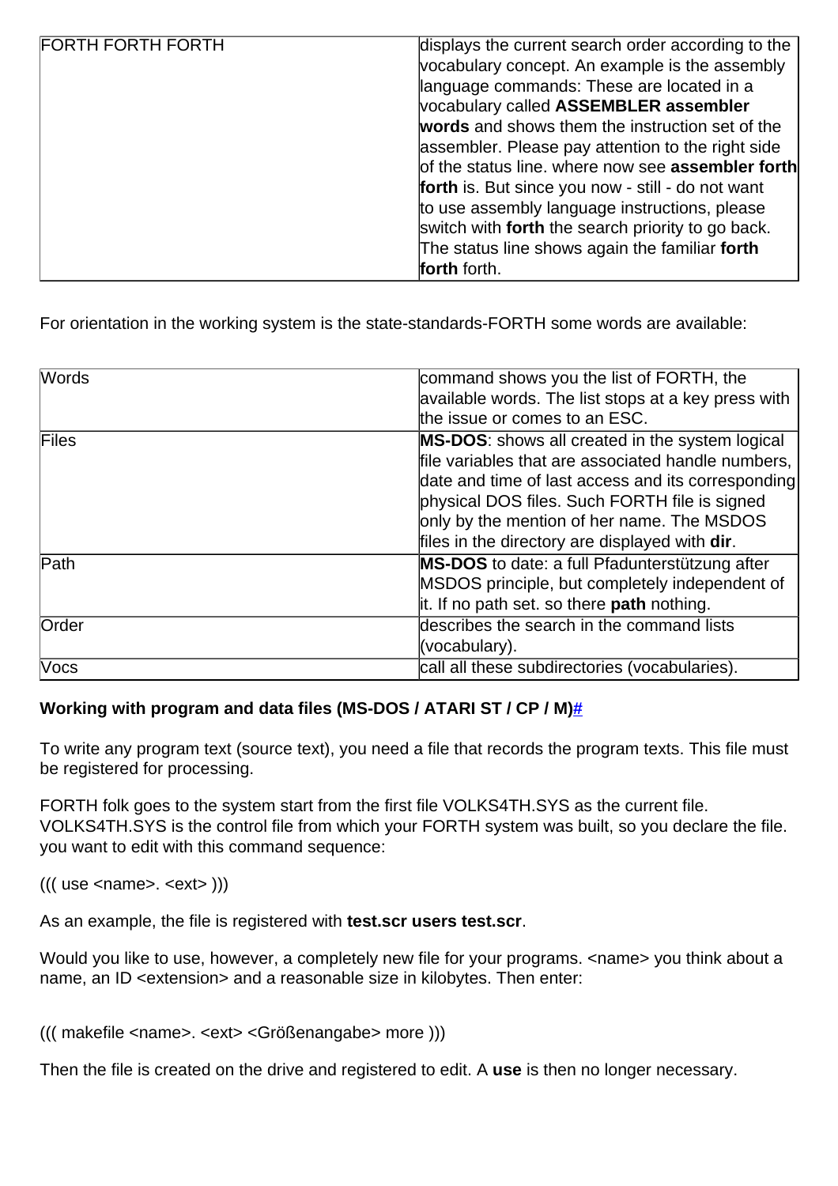| FORTH FORTH FORTH | displays the current search order according to the vocabulary concept. An example is the assembly language commands: These are located in a vocabulary called **ASSEMBLER assembler words** and shows them the instruction set of the assembler. Please pay attention to the right side of the status line. where now see **assembler forth forth** is. But since you now - still - do not want to use assembly language instructions, please switch with **forth** the search priority to go back. The status line shows again the familiar **forth forth** forth. |
|---|---|

For orientation in the working system is the state-standards-FORTH some words are available:

| Words | command shows you the list of FORTH, the available words. The list stops at a key press with the issue or comes to an ESC. |
|---|---|
| Files | **MS-DOS**: shows all created in the system logical file variables that are associated handle numbers, date and time of last access and its corresponding physical DOS files. Such FORTH file is signed only by the mention of her name. The MSDOS files in the directory are displayed with **dir**. |
| Path | **MS-DOS** to date: a full Pfadunterstützung after MSDOS principle, but completely independent of it. If no path set. so there **path** nothing. |
| Order | describes the search in the command lists (vocabulary). |
| Vocs | call all these subdirectories (vocabularies). |

**Working with program and data files (MS-DOS / ATARI ST / CP / M)#**

To write any program text (source text), you need a file that records the program texts. This file must be registered for processing.

FORTH folk goes to the system start from the first file VOLKS4TH.SYS as the current file. VOLKS4TH.SYS is the control file from which your FORTH system was built, so you declare the file. you want to edit with this command sequence:

((( use <name>. <ext> )))

As an example, the file is registered with **test.scr users test.scr**.

Would you like to use, however, a completely new file for your programs. <name> you think about a name, an ID <extension> and a reasonable size in kilobytes. Then enter:

((( makefile <name>. <ext> <Größenangabe> more )))

Then the file is created on the drive and registered to edit. A **use** is then no longer necessary.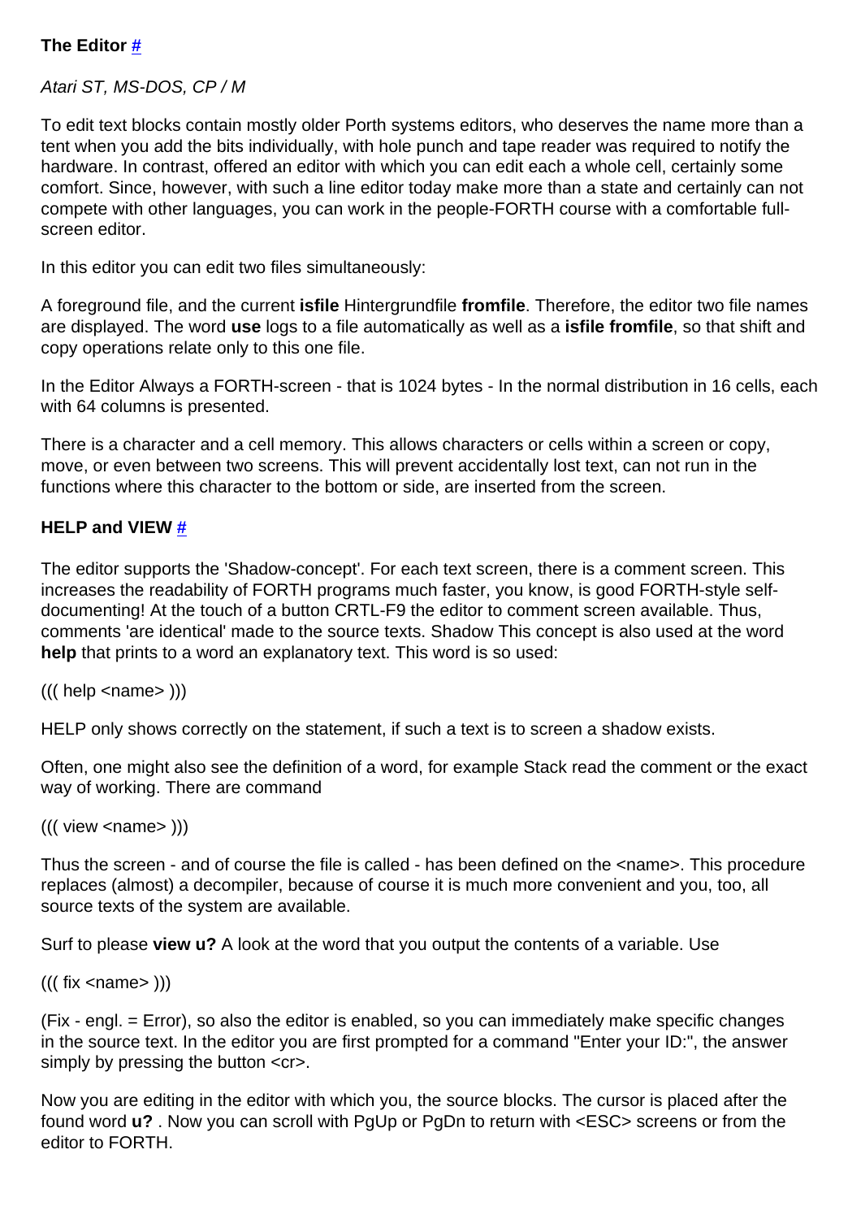**The Editor** [#]

*Atari ST, MS-DOS, CP / M*

To edit text blocks contain mostly older Porth systems editors, who deserves the name more than a tent when you add the bits individually, with hole punch and tape reader was required to notify the hardware. In contrast, offered an editor with which you can edit each a whole cell, certainly some comfort. Since, however, with such a line editor today make more than a state and certainly can not compete with other languages, you can work in the people-FORTH course with a comfortable full-screen editor.

In this editor you can edit two files simultaneously:

A foreground file, and the current **isfile** Hintergrundfile **fromfile**. Therefore, the editor two file names are displayed. The word **use** logs to a file automatically as well as a **isfile fromfile**, so that shift and copy operations relate only to this one file.

In the Editor Always a FORTH-screen - that is 1024 bytes - In the normal distribution in 16 cells, each with 64 columns is presented.

There is a character and a cell memory. This allows characters or cells within a screen or copy, move, or even between two screens. This will prevent accidentally lost text, can not run in the functions where this character to the bottom or side, are inserted from the screen.

**HELP and VIEW** [#]

The editor supports the 'Shadow-concept'. For each text screen, there is a comment screen. This increases the readability of FORTH programs much faster, you know, is good FORTH-style self-documenting! At the touch of a button CRTL-F9 the editor to comment screen available. Thus, comments 'are identical' made to the source texts. Shadow This concept is also used at the word **help** that prints to a word an explanatory text. This word is so used:

((( help <name> )))

HELP only shows correctly on the statement, if such a text is to screen a shadow exists.

Often, one might also see the definition of a word, for example Stack read the comment or the exact way of working. There are command

((( view <name> )))

Thus the screen - and of course the file is called - has been defined on the <name>. This procedure replaces (almost) a decompiler, because of course it is much more convenient and you, too, all source texts of the system are available.

Surf to please **view u?** A look at the word that you output the contents of a variable. Use

((( fix <name> )))

(Fix - engl. = Error), so also the editor is enabled, so you can immediately make specific changes in the source text. In the editor you are first prompted for a command "Enter your ID:", the answer simply by pressing the button <cr>.

Now you are editing in the editor with which you, the source blocks. The cursor is placed after the found word **u?** . Now you can scroll with PgUp or PgDn to return with <ESC> screens or from the editor to FORTH.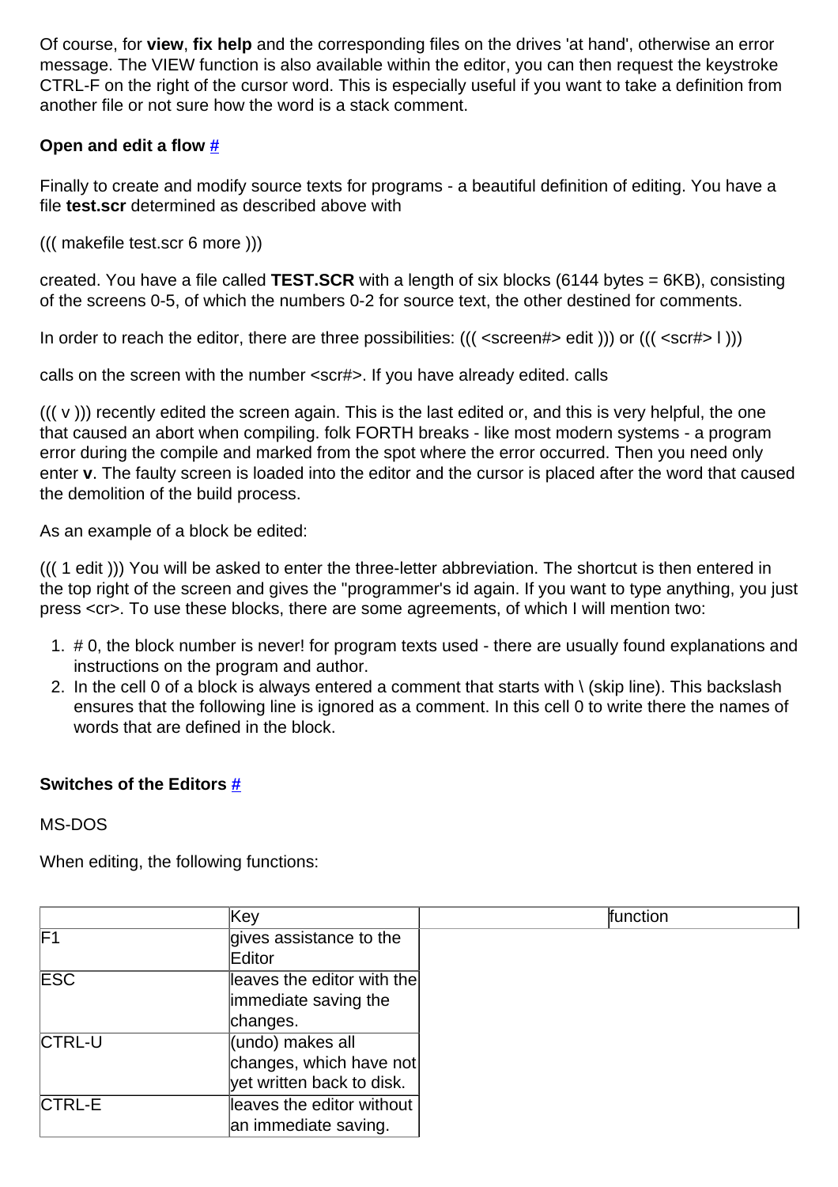Of course, for **view**, **fix help** and the corresponding files on the drives 'at hand', otherwise an error message. The VIEW function is also available within the editor, you can then request the keystroke CTRL-F on the right of the cursor word. This is especially useful if you want to take a definition from another file or not sure how the word is a stack comment.

**Open and edit a flow #**

Finally to create and modify source texts for programs - a beautiful definition of editing. You have a file **test.scr** determined as described above with

((( makefile test.scr 6 more )))

created. You have a file called **TEST.SCR** with a length of six blocks (6144 bytes = 6KB), consisting of the screens 0-5, of which the numbers 0-2 for source text, the other destined for comments.

In order to reach the editor, there are three possibilities: ((( <screen#> edit ))) or ((( <scr#> l )))

calls on the screen with the number <scr#>. If you have already edited. calls

((( v ))) recently edited the screen again. This is the last edited or, and this is very helpful, the one that caused an abort when compiling. folk FORTH breaks - like most modern systems - a program error during the compile and marked from the spot where the error occurred. Then you need only enter **v**. The faulty screen is loaded into the editor and the cursor is placed after the word that caused the demolition of the build process.

As an example of a block be edited:

((( 1 edit ))) You will be asked to enter the three-letter abbreviation. The shortcut is then entered in the top right of the screen and gives the "programmer's id again. If you want to type anything, you just press <cr>. To use these blocks, there are some agreements, of which I will mention two:

1. # 0, the block number is never! for program texts used - there are usually found explanations and instructions on the program and author.
2. In the cell 0 of a block is always entered a comment that starts with \ (skip line). This backslash ensures that the following line is ignored as a comment. In this cell 0 to write there the names of words that are defined in the block.

**Switches of the Editors #**

MS-DOS

When editing, the following functions:

| | Key | function |
|---|---|---|
| F1 | gives assistance to the Editor | |
| ESC | leaves the editor with the immediate saving the changes. | |
| CTRL-U | (undo) makes all changes, which have not yet written back to disk. | |
| CTRL-E | leaves the editor without an immediate saving. | |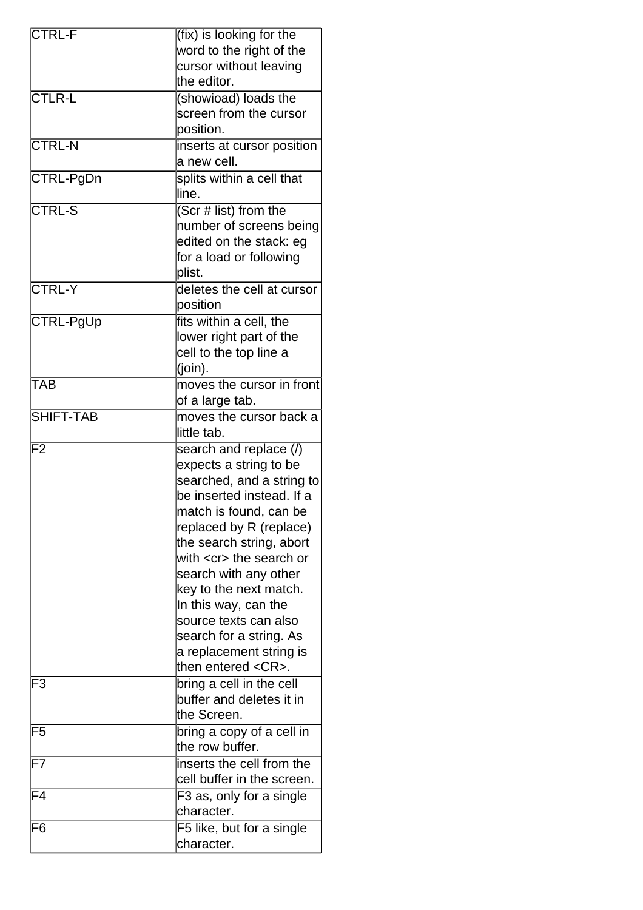| | |
|---|---|
| CTRL-F | (fix) is looking for the word to the right of the cursor without leaving the editor. |
| CTLR-L | (showioad) loads the screen from the cursor position. |
| CTRL-N | inserts at cursor position a new cell. |
| CTRL-PgDn | splits within a cell that line. |
| CTRL-S | (Scr # list) from the number of screens being edited on the stack: eg for a load or following plist. |
| CTRL-Y | deletes the cell at cursor position |
| CTRL-PgUp | fits within a cell, the lower right part of the cell to the top line a (join). |
| TAB | moves the cursor in front of a large tab. |
| SHIFT-TAB | moves the cursor back a little tab. |
| F2 | search and replace (/) expects a string to be searched, and a string to be inserted instead. If a match is found, can be replaced by R (replace) the search string, abort with <cr> the search or search with any other key to the next match. In this way, can the source texts can also search for a string. As a replacement string is then entered <CR>. |
| F3 | bring a cell in the cell buffer and deletes it in the Screen. |
| F5 | bring a copy of a cell in the row buffer. |
| F7 | inserts the cell from the cell buffer in the screen. |
| F4 | F3 as, only for a single character. |
| F6 | F5 like, but for a single character. |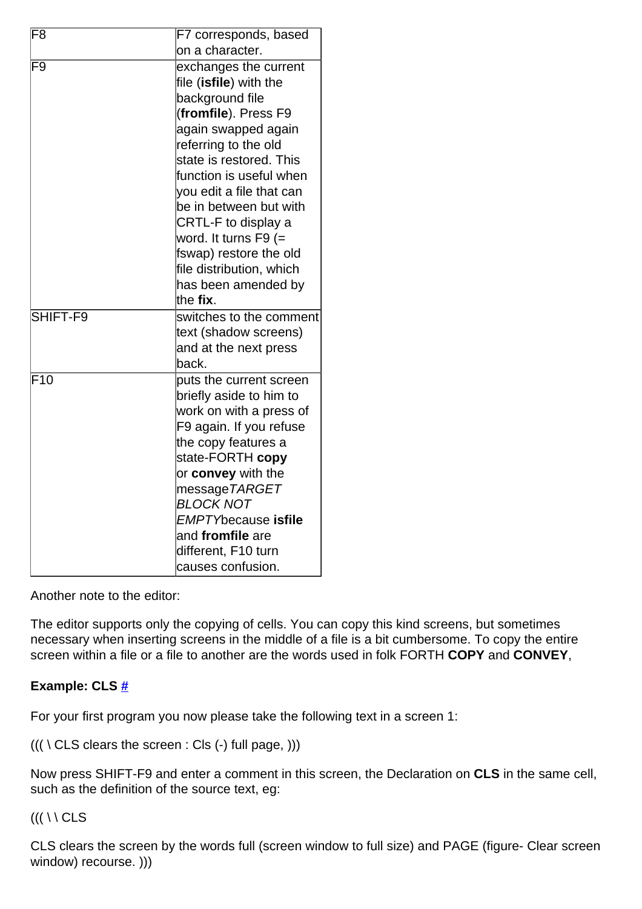| F8 | F7 corresponds, based on a character. |
|---|---|
| F9 | exchanges the current file (**isfile**) with the background file (**fromfile**). Press F9 again swapped again referring to the old state is restored. This function is useful when you edit a file that can be in between but with CRTL-F to display a word. It turns F9 (= fswap) restore the old file distribution, which has been amended by the **fix**. |
| SHIFT-F9 | switches to the comment text (shadow screens) and at the next press back. |
| F10 | puts the current screen briefly aside to him to work on with a press of F9 again. If you refuse the copy features a state-FORTH **copy** or **convey** with the message*TARGET BLOCK NOT EMPTY*because **isfile** and **fromfile** are different, F10 turn causes confusion. |

Another note to the editor:

The editor supports only the copying of cells. You can copy this kind screens, but sometimes necessary when inserting screens in the middle of a file is a bit cumbersome. To copy the entire screen within a file or a file to another are the words used in folk FORTH **COPY** and **CONVEY**,

**Example: CLS #**

For your first program you now please take the following text in a screen 1:

((( \ CLS clears the screen : Cls (-) full page, )))

Now press SHIFT-F9 and enter a comment in this screen, the Declaration on **CLS** in the same cell, such as the definition of the source text, eg:

((( \ \ CLS

CLS clears the screen by the words full (screen window to full size) and PAGE (figure- Clear screen window) recourse. )))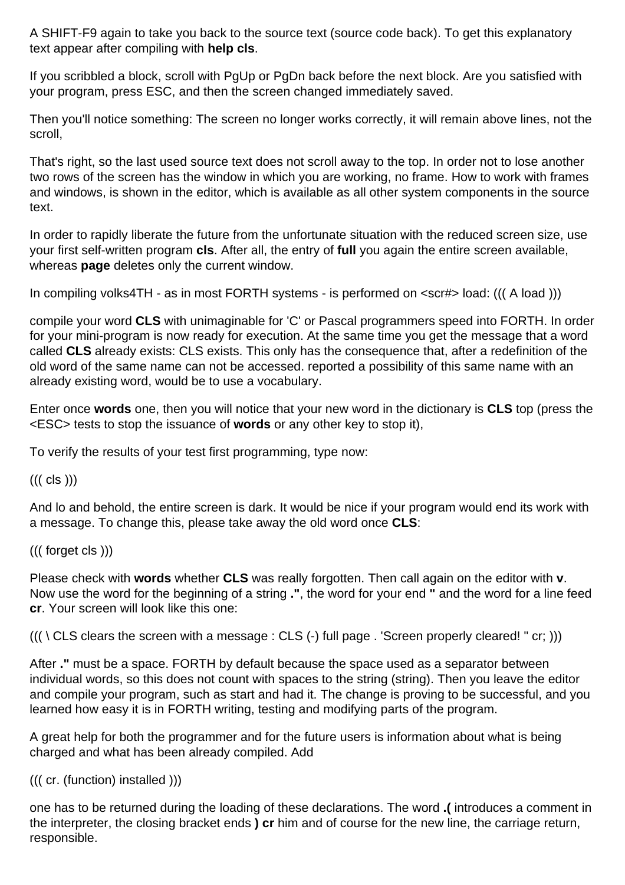A SHIFT-F9 again to take you back to the source text (source code back). To get this explanatory text appear after compiling with **help cls**.

If you scribbled a block, scroll with PgUp or PgDn back before the next block. Are you satisfied with your program, press ESC, and then the screen changed immediately saved.

Then you'll notice something: The screen no longer works correctly, it will remain above lines, not the scroll,

That's right, so the last used source text does not scroll away to the top. In order not to lose another two rows of the screen has the window in which you are working, no frame. How to work with frames and windows, is shown in the editor, which is available as all other system components in the source text.

In order to rapidly liberate the future from the unfortunate situation with the reduced screen size, use your first self-written program **cls**. After all, the entry of **full** you again the entire screen available, whereas **page** deletes only the current window.

In compiling volks4TH - as in most FORTH systems - is performed on <scr#> load: ((( A load )))

compile your word **CLS** with unimaginable for 'C' or Pascal programmers speed into FORTH. In order for your mini-program is now ready for execution. At the same time you get the message that a word called **CLS** already exists: CLS exists. This only has the consequence that, after a redefinition of the old word of the same name can not be accessed. reported a possibility of this same name with an already existing word, would be to use a vocabulary.

Enter once **words** one, then you will notice that your new word in the dictionary is **CLS** top (press the <ESC> tests to stop the issuance of **words** or any other key to stop it),

To verify the results of your test first programming, type now:

((( cls )))

And lo and behold, the entire screen is dark. It would be nice if your program would end its work with a message. To change this, please take away the old word once **CLS**:

((( forget cls )))

Please check with **words** whether **CLS** was really forgotten. Then call again on the editor with **v**. Now use the word for the beginning of a string **."**, the word for your end **"** and the word for a line feed **cr**. Your screen will look like this one:

((( \ CLS clears the screen with a message : CLS (-) full page . 'Screen properly cleared! " cr; )))

After **."** must be a space. FORTH by default because the space used as a separator between individual words, so this does not count with spaces to the string (string). Then you leave the editor and compile your program, such as start and had it. The change is proving to be successful, and you learned how easy it is in FORTH writing, testing and modifying parts of the program.

A great help for both the programmer and for the future users is information about what is being charged and what has been already compiled. Add

((( cr. (function) installed )))

one has to be returned during the loading of these declarations. The word **.(** introduces a comment in the interpreter, the closing bracket ends **) cr** him and of course for the new line, the carriage return, responsible.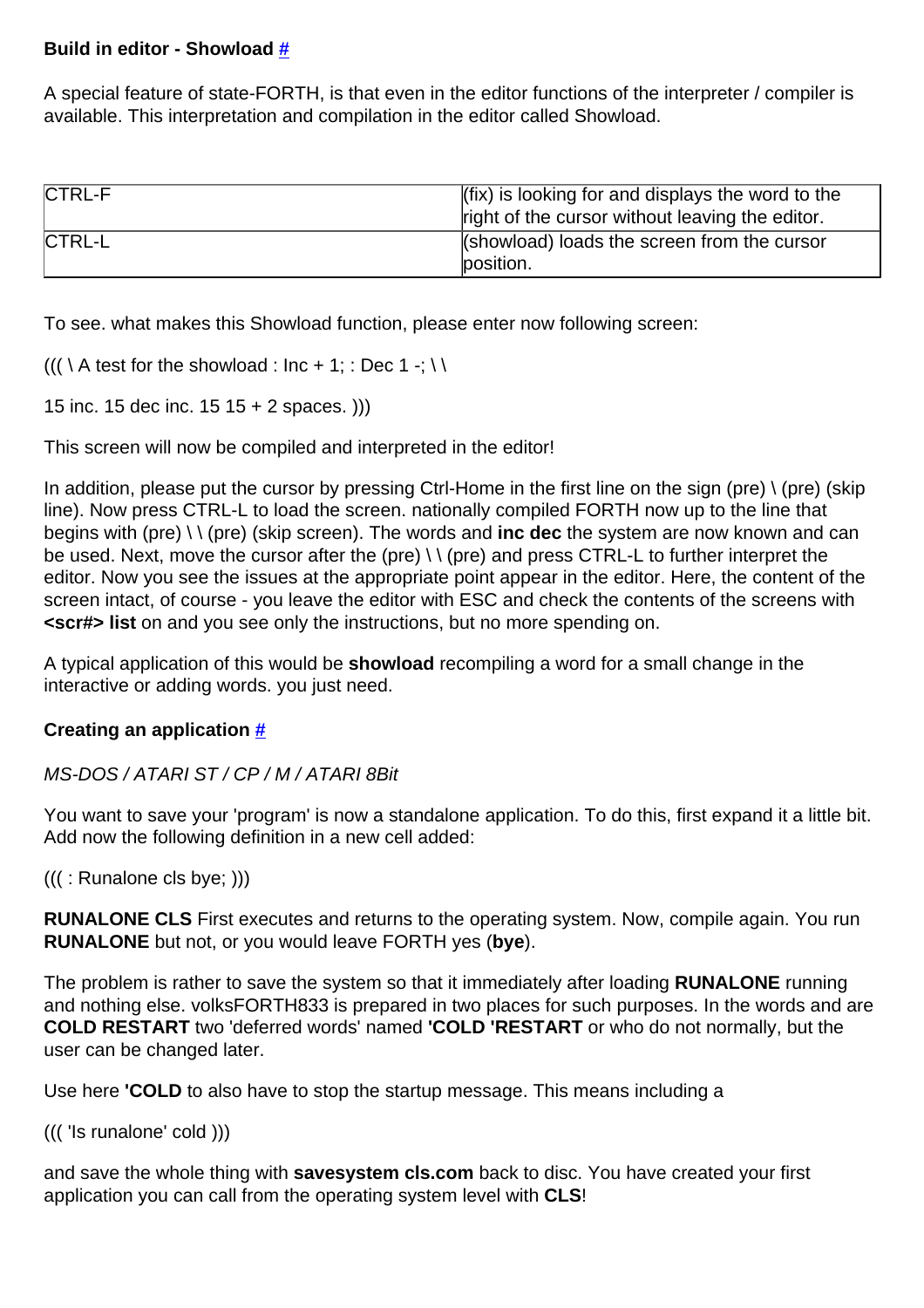**Build in editor - Showload** [#]

A special feature of state-FORTH, is that even in the editor functions of the interpreter / compiler is available. This interpretation and compilation in the editor called Showload.

| CTRL-F | (fix) is looking for and displays the word to the right of the cursor without leaving the editor. |
|---|---|
| CTRL-L | (showload) loads the screen from the cursor position. |

To see. what makes this Showload function, please enter now following screen:

((( \ A test for the showload : Inc + 1; : Dec 1 -; \ \

15 inc. 15 dec inc. 15 15 + 2 spaces. )))

This screen will now be compiled and interpreted in the editor!

In addition, please put the cursor by pressing Ctrl-Home in the first line on the sign (pre) \ (pre) (skip line). Now press CTRL-L to load the screen. nationally compiled FORTH now up to the line that begins with (pre) \ \ (pre) (skip screen). The words and **inc dec** the system are now known and can be used. Next, move the cursor after the (pre) \ \ (pre) and press CTRL-L to further interpret the editor. Now you see the issues at the appropriate point appear in the editor. Here, the content of the screen intact, of course - you leave the editor with ESC and check the contents of the screens with **<scr#> list** on and you see only the instructions, but no more spending on.

A typical application of this would be **showload** recompiling a word for a small change in the interactive or adding words. you just need.

**Creating an application** [#]

*MS-DOS / ATARI ST / CP / M / ATARI 8Bit*

You want to save your 'program' is now a standalone application. To do this, first expand it a little bit. Add now the following definition in a new cell added:

((( : Runalone cls bye; )))

**RUNALONE CLS** First executes and returns to the operating system. Now, compile again. You run **RUNALONE** but not, or you would leave FORTH yes (**bye**).

The problem is rather to save the system so that it immediately after loading **RUNALONE** running and nothing else. volksFORTH833 is prepared in two places for such purposes. In the words and are **COLD RESTART** two 'deferred words' named **'COLD 'RESTART** or who do not normally, but the user can be changed later.

Use here **'COLD** to also have to stop the startup message. This means including a

((( 'Is runalone' cold )))

and save the whole thing with **savesystem cls.com** back to disc. You have created your first application you can call from the operating system level with **CLS**!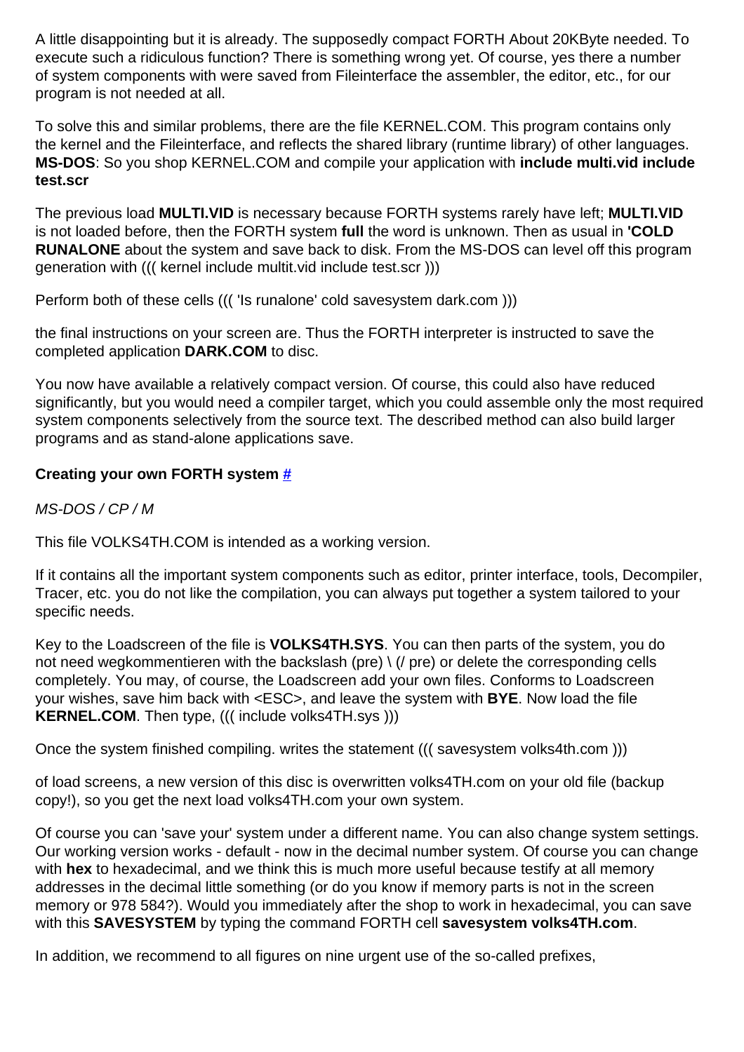A little disappointing but it is already. The supposedly compact FORTH About 20KByte needed. To execute such a ridiculous function? There is something wrong yet. Of course, yes there a number of system components with were saved from Fileinterface the assembler, the editor, etc., for our program is not needed at all.

To solve this and similar problems, there are the file KERNEL.COM. This program contains only the kernel and the Fileinterface, and reflects the shared library (runtime library) of other languages. **MS-DOS**: So you shop KERNEL.COM and compile your application with **include multi.vid include test.scr**

The previous load **MULTI.VID** is necessary because FORTH systems rarely have left; **MULTI.VID** is not loaded before, then the FORTH system **full** the word is unknown. Then as usual in **'COLD RUNALONE** about the system and save back to disk. From the MS-DOS can level off this program generation with ((( kernel include multit.vid include test.scr )))

Perform both of these cells ((( 'Is runalone' cold savesystem dark.com )))

the final instructions on your screen are. Thus the FORTH interpreter is instructed to save the completed application **DARK.COM** to disc.

You now have available a relatively compact version. Of course, this could also have reduced significantly, but you would need a compiler target, which you could assemble only the most required system components selectively from the source text. The described method can also build larger programs and as stand-alone applications save.

**Creating your own FORTH system #**

*MS-DOS / CP / M*

This file VOLKS4TH.COM is intended as a working version.

If it contains all the important system components such as editor, printer interface, tools, Decompiler, Tracer, etc. you do not like the compilation, you can always put together a system tailored to your specific needs.

Key to the Loadscreen of the file is **VOLKS4TH.SYS**. You can then parts of the system, you do not need wegkommentieren with the backslash (pre) \ (/ pre) or delete the corresponding cells completely. You may, of course, the Loadscreen add your own files. Conforms to Loadscreen your wishes, save him back with <ESC>, and leave the system with **BYE**. Now load the file **KERNEL.COM**. Then type, ((( include volks4TH.sys )))

Once the system finished compiling. writes the statement ((( savesystem volks4th.com )))

of load screens, a new version of this disc is overwritten volks4TH.com on your old file (backup copy!), so you get the next load volks4TH.com your own system.

Of course you can 'save your' system under a different name. You can also change system settings. Our working version works - default - now in the decimal number system. Of course you can change with **hex** to hexadecimal, and we think this is much more useful because testify at all memory addresses in the decimal little something (or do you know if memory parts is not in the screen memory or 978 584?). Would you immediately after the shop to work in hexadecimal, you can save with this **SAVESYSTEM** by typing the command FORTH cell **savesystem volks4TH.com**.

In addition, we recommend to all figures on nine urgent use of the so-called prefixes,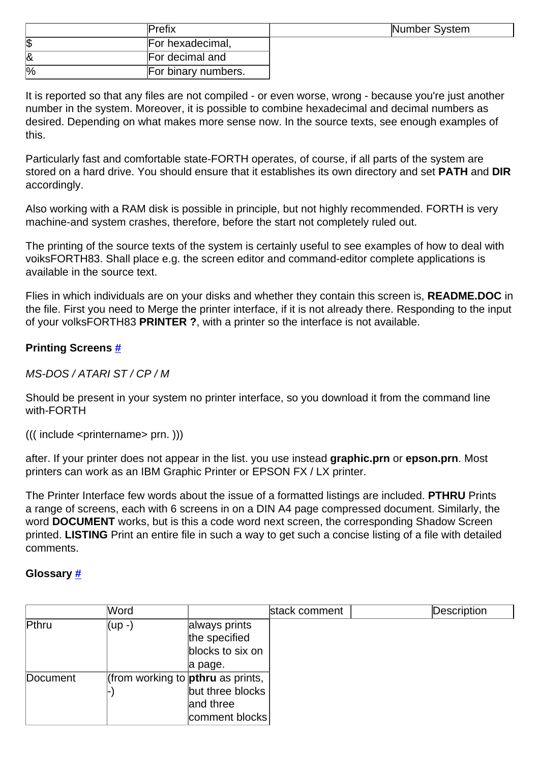| | Prefix | | Number System |
|---|---|---|---|
| $ | For hexadecimal, | | |
| & | For decimal and | | |
| % | For binary numbers. | | |

It is reported so that any files are not compiled - or even worse, wrong - because you're just another number in the system. Moreover, it is possible to combine hexadecimal and decimal numbers as desired. Depending on what makes more sense now. In the source texts, see enough examples of this.

Particularly fast and comfortable state-FORTH operates, of course, if all parts of the system are stored on a hard drive. You should ensure that it establishes its own directory and set **PATH** and **DIR** accordingly.

Also working with a RAM disk is possible in principle, but not highly recommended. FORTH is very machine-and system crashes, therefore, before the start not completely ruled out.

The printing of the source texts of the system is certainly useful to see examples of how to deal with voiksFORTH83. Shall place e.g. the screen editor and command-editor complete applications is available in the source text.

Flies in which individuals are on your disks and whether they contain this screen is, **README.DOC** in the file. First you need to Merge the printer interface, if it is not already there. Responding to the input of your volksFORTH83 **PRINTER ?**, with a printer so the interface is not available.

**Printing Screens #**

*MS-DOS / ATARI ST / CP / M*

Should be present in your system no printer interface, so you download it from the command line with-FORTH

((( include <printername> prn. )))

after. If your printer does not appear in the list. you use instead **graphic.prn** or **epson.prn**. Most printers can work as an IBM Graphic Printer or EPSON FX / LX printer.

The Printer Interface few words about the issue of a formatted listings are included. **PTHRU** Prints a range of screens, each with 6 screens in on a DIN A4 page compressed document. Similarly, the word **DOCUMENT** works, but is this a code word next screen, the corresponding Shadow Screen printed. **LISTING** Print an entire file in such a way to get such a concise listing of a file with detailed comments.

**Glossary #**

| | Word | | stack comment | | Description |
|---|---|---|---|---|---|
| Pthru | (up -) | always prints the specified blocks to six on a page. | | | |
| Document | (from working to -) | **pthru** as prints, but three blocks and three comment blocks | | | |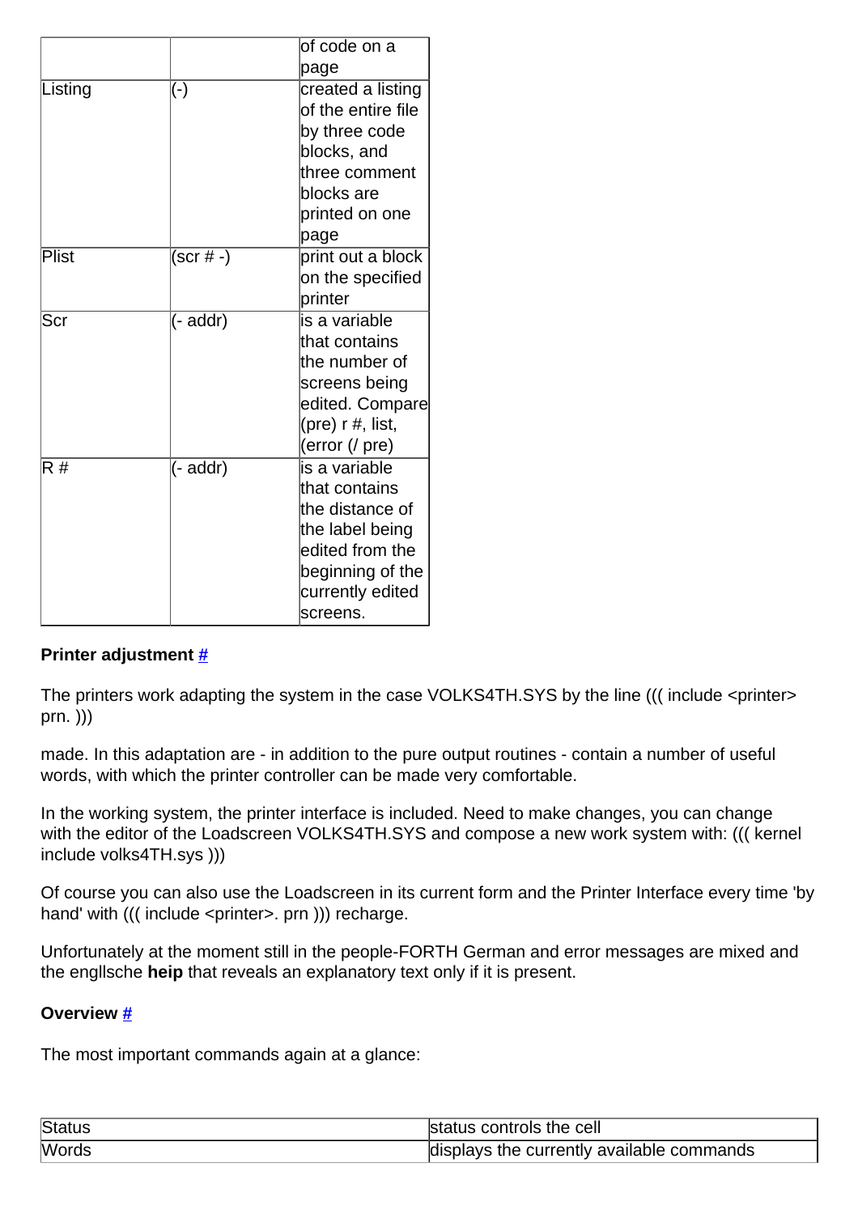| | | |
|---|---|---|
| | | of code on a page |
| Listing | (-) | created a listing of the entire file by three code blocks, and three comment blocks are printed on one page |
| Plist | (scr # -) | print out a block on the specified printer |
| Scr | (- addr) | is a variable that contains the number of screens being edited. Compare (pre) r #, list, (error (/ pre) |
| R # | (- addr) | is a variable that contains the distance of the label being edited from the beginning of the currently edited screens. |

**Printer adjustment** #

The printers work adapting the system in the case VOLKS4TH.SYS by the line ((( include <printer> prn. )))

made. In this adaptation are - in addition to the pure output routines - contain a number of useful words, with which the printer controller can be made very comfortable.

In the working system, the printer interface is included. Need to make changes, you can change with the editor of the Loadscreen VOLKS4TH.SYS and compose a new work system with: ((( kernel include volks4TH.sys )))

Of course you can also use the Loadscreen in its current form and the Printer Interface every time 'by hand' with ((( include <printer>. prn ))) recharge.

Unfortunately at the moment still in the people-FORTH German and error messages are mixed and the engllsche **heip** that reveals an explanatory text only if it is present.

**Overview** #

The most important commands again at a glance:

| | |
|---|---|
| Status | status controls the cell |
| Words | displays the currently available commands |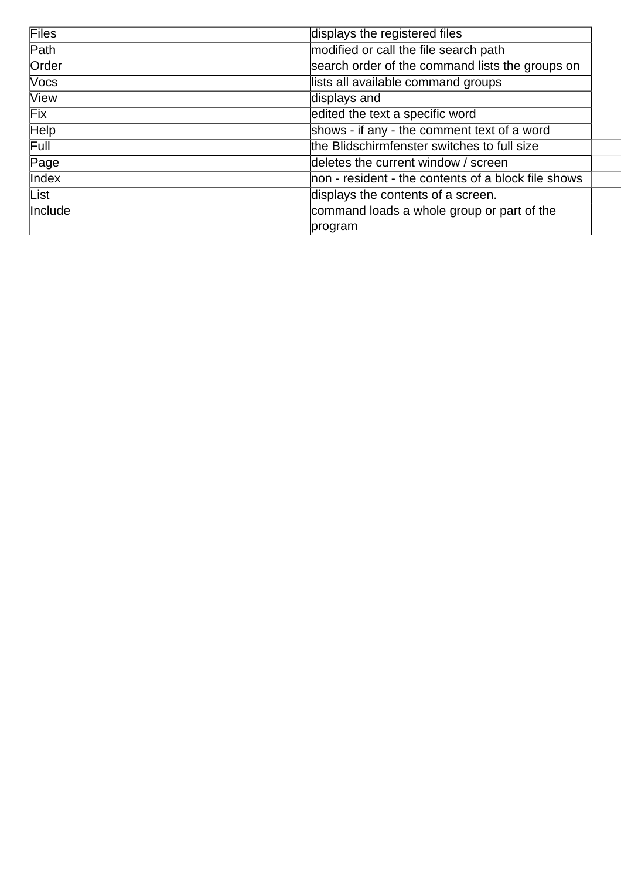| | |
|---|---|
| Files | displays the registered files |
| Path | modified or call the file search path |
| Order | search order of the command lists the groups on |
| Vocs | lists all available command groups |
| View | displays and |
| Fix | edited the text a specific word |
| Help | shows - if any - the comment text of a word |
| Full | the Blidschirmfenster switches to full size |
| Page | deletes the current window / screen |
| Index | non - resident - the contents of a block file shows |
| List | displays the contents of a screen. |
| Include | command loads a whole group or part of the program |